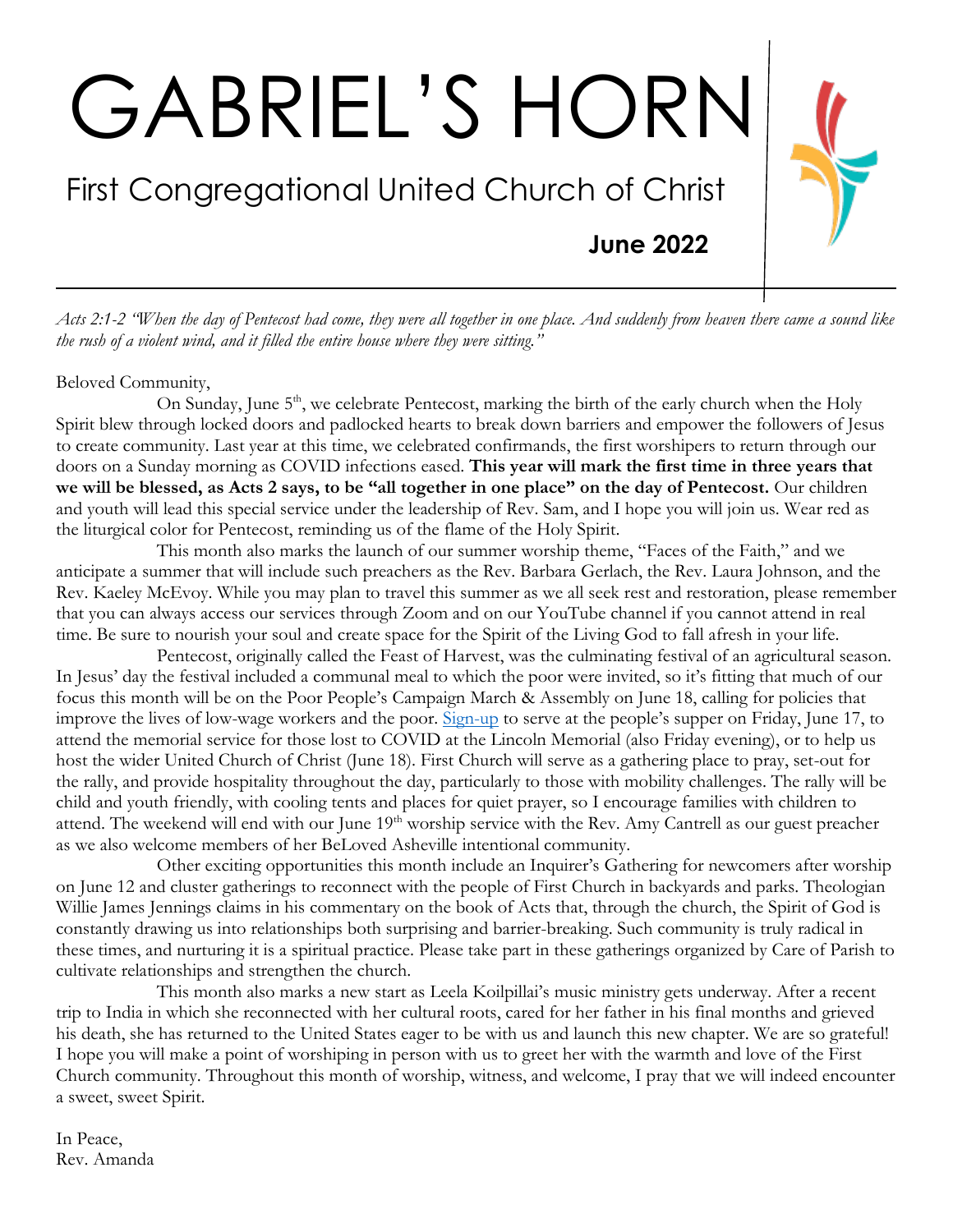# GABRIEL'S HORN

## First Congregational United Church of Christ

**June 2022**

*Acts 2:1-2 "When the day of Pentecost had come, they were all together in one place. And suddenly from heaven there came a sound like the rush of a violent wind, and it filled the entire house where they were sitting."*

Beloved Community,

On Sunday, June 5th, we celebrate Pentecost, marking the birth of the early church when the Holy Spirit blew through locked doors and padlocked hearts to break down barriers and empower the followers of Jesus to create community. Last year at this time, we celebrated confirmands, the first worshipers to return through our doors on a Sunday morning as COVID infections eased. **This year will mark the first time in three years that we will be blessed, as Acts 2 says, to be "all together in one place" on the day of Pentecost.** Our children and youth will lead this special service under the leadership of Rev. Sam, and I hope you will join us. Wear red as the liturgical color for Pentecost, reminding us of the flame of the Holy Spirit.

This month also marks the launch of our summer worship theme, "Faces of the Faith," and we anticipate a summer that will include such preachers as the Rev. Barbara Gerlach, the Rev. Laura Johnson, and the Rev. Kaeley McEvoy. While you may plan to travel this summer as we all seek rest and restoration, please remember that you can always access our services through Zoom and on our YouTube channel if you cannot attend in real time. Be sure to nourish your soul and create space for the Spirit of the Living God to fall afresh in your life.

Pentecost, originally called the Feast of Harvest, was the culminating festival of an agricultural season. In Jesus' day the festival included a communal meal to which the poor were invited, so it's fitting that much of our focus this month will be on the Poor People's Campaign March & Assembly on June 18, calling for policies that improve the lives of low-wage workers and the poor. Sign-up to serve at the people's supper on Friday, June 17, to attend the memorial service for those lost to COVID at the Lincoln Memorial (also Friday evening), or to help us host the wider United Church of Christ (June 18). First Church will serve as a gathering place to pray, set-out for the rally, and provide hospitality throughout the day, particularly to those with mobility challenges. The rally will be child and youth friendly, with cooling tents and places for quiet prayer, so I encourage families with children to attend. The weekend will end with our June 19th worship service with the Rev. Amy Cantrell as our guest preacher as we also welcome members of her BeLoved Asheville intentional community.

Other exciting opportunities this month include an Inquirer's Gathering for newcomers after worship on June 12 and cluster gatherings to reconnect with the people of First Church in backyards and parks. Theologian Willie James Jennings claims in his commentary on the book of Acts that, through the church, the Spirit of God is constantly drawing us into relationships both surprising and barrier-breaking. Such community is truly radical in these times, and nurturing it is a spiritual practice. Please take part in these gatherings organized by Care of Parish to cultivate relationships and strengthen the church.

This month also marks a new start as Leela Koilpillai's music ministry gets underway. After a recent trip to India in which she reconnected with her cultural roots, cared for her father in his final months and grieved his death, she has returned to the United States eager to be with us and launch this new chapter. We are so grateful! I hope you will make a point of worshiping in person with us to greet her with the warmth and love of the First Church community. Throughout this month of worship, witness, and welcome, I pray that we will indeed encounter a sweet, sweet Spirit.

In Peace,
Rev. Amanda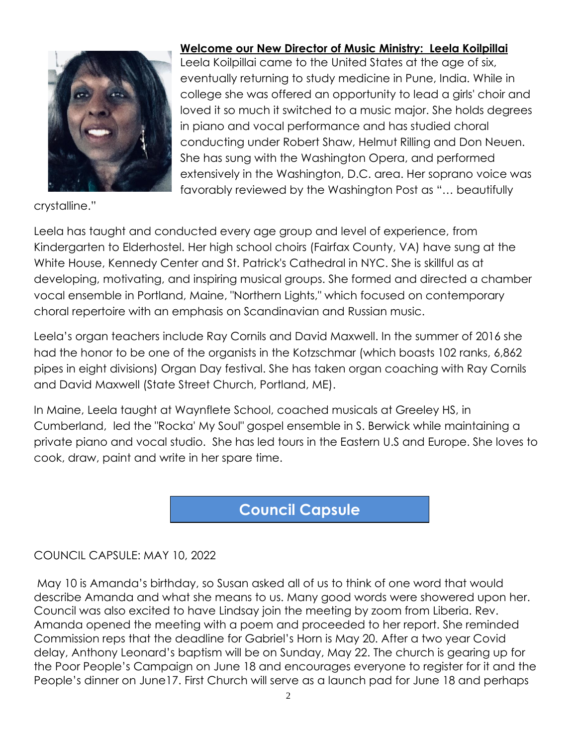## Welcome our New Director of Music Ministry: Leela Koilpillai

Leela Koilpillai came to the United States at the age of six, eventually returning to study medicine in Pune, India. While in college she was offered an opportunity to lead a girls' choir and loved it so much it switched to a music major. She holds degrees in piano and vocal performance and has studied choral conducting under Robert Shaw, Helmut Rilling and Don Neuen. She has sung with the Washington Opera, and performed extensively in the Washington, D.C. area. Her soprano voice was favorably reviewed by the Washington Post as "… beautifully crystalline."

Leela has taught and conducted every age group and level of experience, from Kindergarten to Elderhostel. Her high school choirs (Fairfax County, VA) have sung at the White House, Kennedy Center and St. Patrick's Cathedral in NYC. She is skillful as at developing, motivating, and inspiring musical groups. She formed and directed a chamber vocal ensemble in Portland, Maine, "Northern Lights," which focused on contemporary choral repertoire with an emphasis on Scandinavian and Russian music.

Leela's organ teachers include Ray Cornils and David Maxwell. In the summer of 2016 she had the honor to be one of the organists in the Kotzschmar (which boasts 102 ranks, 6,862 pipes in eight divisions) Organ Day festival. She has taken organ coaching with Ray Cornils and David Maxwell (State Street Church, Portland, ME).

In Maine, Leela taught at Waynflete School, coached musicals at Greeley HS, in Cumberland, led the "Rocka' My Soul" gospel ensemble in S. Berwick while maintaining a private piano and vocal studio. She has led tours in the Eastern U.S and Europe. She loves to cook, draw, paint and write in her spare time.

## Council Capsule

COUNCIL CAPSULE: MAY 10, 2022

May 10 is Amanda's birthday, so Susan asked all of us to think of one word that would describe Amanda and what she means to us. Many good words were showered upon her. Council was also excited to have Lindsay join the meeting by zoom from Liberia. Rev. Amanda opened the meeting with a poem and proceeded to her report. She reminded Commission reps that the deadline for Gabriel's Horn is May 20. After a two year Covid delay, Anthony Leonard's baptism will be on Sunday, May 22. The church is gearing up for the Poor People's Campaign on June 18 and encourages everyone to register for it and the People's dinner on June17. First Church will serve as a launch pad for June 18 and perhaps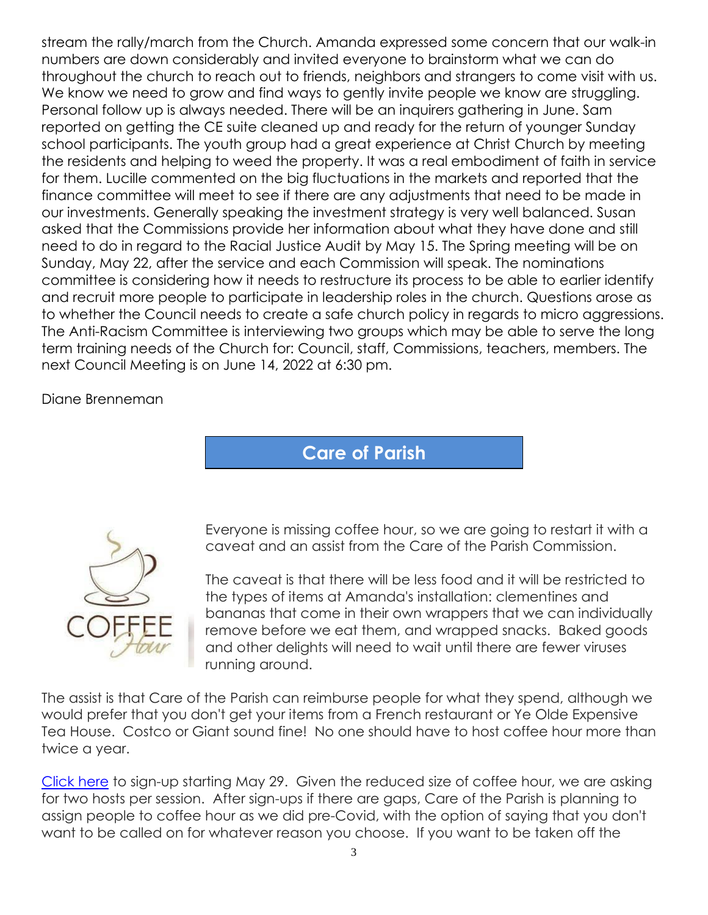stream the rally/march from the Church. Amanda expressed some concern that our walk-in numbers are down considerably and invited everyone to brainstorm what we can do throughout the church to reach out to friends, neighbors and strangers to come visit with us. We know we need to grow and find ways to gently invite people we know are struggling. Personal follow up is always needed. There will be an inquirers gathering in June. Sam reported on getting the CE suite cleaned up and ready for the return of younger Sunday school participants. The youth group had a great experience at Christ Church by meeting the residents and helping to weed the property. It was a real embodiment of faith in service for them. Lucille commented on the big fluctuations in the markets and reported that the finance committee will meet to see if there are any adjustments that need to be made in our investments. Generally speaking the investment strategy is very well balanced. Susan asked that the Commissions provide her information about what they have done and still need to do in regard to the Racial Justice Audit by May 15. The Spring meeting will be on Sunday, May 22, after the service and each Commission will speak. The nominations committee is considering how it needs to restructure its process to be able to earlier identify and recruit more people to participate in leadership roles in the church. Questions arose as to whether the Council needs to create a safe church policy in regards to micro aggressions. The Anti-Racism Committee is interviewing two groups which may be able to serve the long term training needs of the Church for: Council, staff, Commissions, teachers, members. The next Council Meeting is on June 14, 2022 at 6:30 pm.

Diane Brenneman

## Care of Parish

Everyone is missing coffee hour, so we are going to restart it with a caveat and an assist from the Care of the Parish Commission.

The caveat is that there will be less food and it will be restricted to the types of items at Amanda's installation: clementines and bananas that come in their own wrappers that we can individually remove before we eat them, and wrapped snacks. Baked goods and other delights will need to wait until there are fewer viruses running around.

The assist is that Care of the Parish can reimburse people for what they spend, although we would prefer that you don't get your items from a French restaurant or Ye Olde Expensive Tea House. Costco or Giant sound fine! No one should have to host coffee hour more than twice a year.

Click here to sign-up starting May 29. Given the reduced size of coffee hour, we are asking for two hosts per session. After sign-ups if there are gaps, Care of the Parish is planning to assign people to coffee hour as we did pre-Covid, with the option of saying that you don't want to be called on for whatever reason you choose. If you want to be taken off the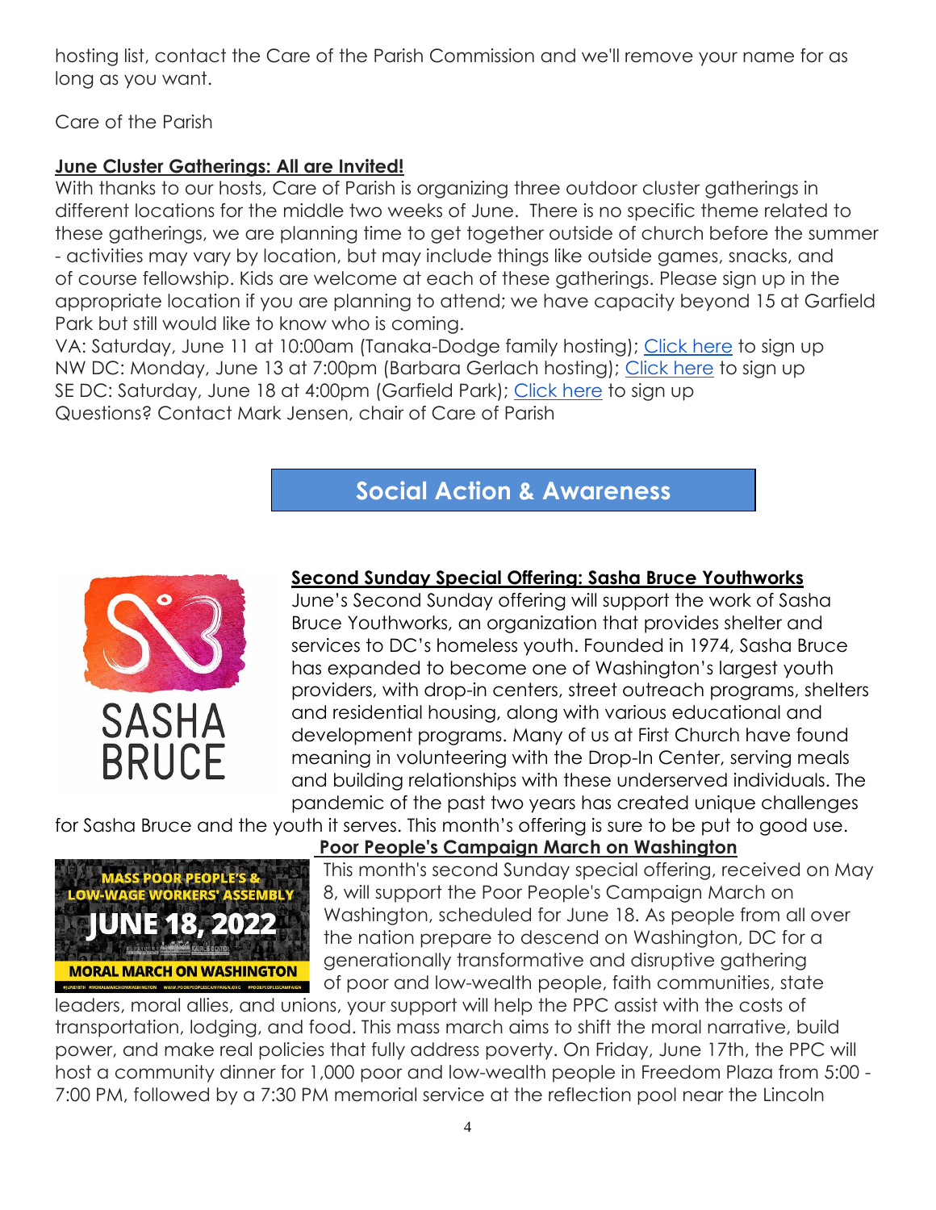hosting list, contact the Care of the Parish Commission and we'll remove your name for as long as you want.

Care of the Parish

**June Cluster Gatherings: All are Invited!**

With thanks to our hosts, Care of Parish is organizing three outdoor cluster gatherings in different locations for the middle two weeks of June. There is no specific theme related to these gatherings, we are planning time to get together outside of church before the summer - activities may vary by location, but may include things like outside games, snacks, and of course fellowship. Kids are welcome at each of these gatherings. Please sign up in the appropriate location if you are planning to attend; we have capacity beyond 15 at Garfield Park but still would like to know who is coming.

VA: Saturday, June 11 at 10:00am (Tanaka-Dodge family hosting); Click here to sign up
NW DC: Monday, June 13 at 7:00pm (Barbara Gerlach hosting); Click here to sign up
SE DC: Saturday, June 18 at 4:00pm (Garfield Park); Click here to sign up
Questions? Contact Mark Jensen, chair of Care of Parish

## Social Action & Awareness

**Second Sunday Special Offering: Sasha Bruce Youthworks**

June's Second Sunday offering will support the work of Sasha Bruce Youthworks, an organization that provides shelter and services to DC's homeless youth. Founded in 1974, Sasha Bruce has expanded to become one of Washington's largest youth providers, with drop-in centers, street outreach programs, shelters and residential housing, along with various educational and development programs. Many of us at First Church have found meaning in volunteering with the Drop-In Center, serving meals and building relationships with these underserved individuals. The pandemic of the past two years has created unique challenges for Sasha Bruce and the youth it serves. This month's offering is sure to be put to good use.

**Poor People's Campaign March on Washington**

This month's second Sunday special offering, received on May 8, will support the Poor People's Campaign March on Washington, scheduled for June 18. As people from all over the nation prepare to descend on Washington, DC for a generationally transformative and disruptive gathering of poor and low-wealth people, faith communities, state leaders, moral allies, and unions, your support will help the PPC assist with the costs of transportation, lodging, and food. This mass march aims to shift the moral narrative, build power, and make real policies that fully address poverty. On Friday, June 17th, the PPC will host a community dinner for 1,000 poor and low-wealth people in Freedom Plaza from 5:00 - 7:00 PM, followed by a 7:30 PM memorial service at the reflection pool near the Lincoln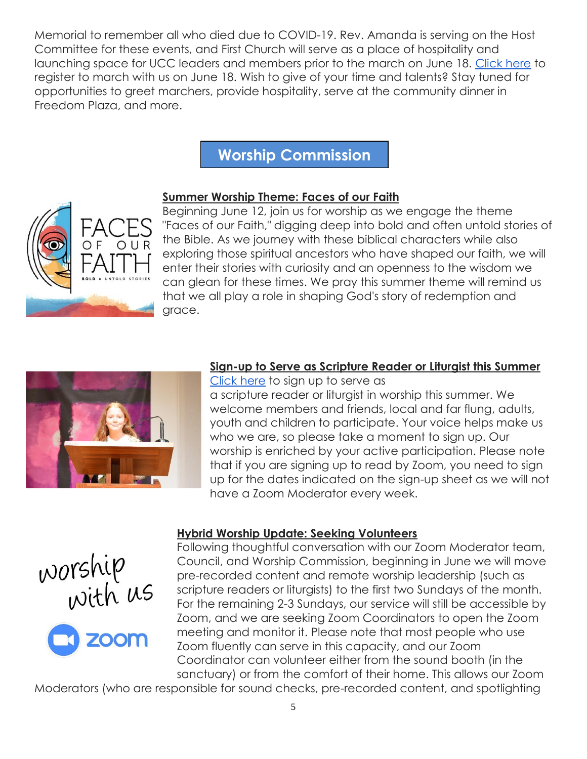Memorial to remember all who died due to COVID-19. Rev. Amanda is serving on the Host Committee for these events, and First Church will serve as a place of hospitality and launching space for UCC leaders and members prior to the march on June 18. Click here to register to march with us on June 18. Wish to give of your time and talents? Stay tuned for opportunities to greet marchers, provide hospitality, serve at the community dinner in Freedom Plaza, and more.

## Worship Commission

**Summer Worship Theme: Faces of our Faith**

Beginning June 12, join us for worship as we engage the theme "Faces of our Faith," digging deep into bold and often untold stories of the Bible. As we journey with these biblical characters while also exploring those spiritual ancestors who have shaped our faith, we will enter their stories with curiosity and an openness to the wisdom we can glean for these times. We pray this summer theme will remind us that we all play a role in shaping God's story of redemption and grace.

**Sign-up to Serve as Scripture Reader or Liturgist this Summer**

Click here to sign up to serve as a scripture reader or liturgist in worship this summer. We welcome members and friends, local and far flung, adults, youth and children to participate. Your voice helps make us who we are, so please take a moment to sign up. Our worship is enriched by your active participation. Please note that if you are signing up to read by Zoom, you need to sign up for the dates indicated on the sign-up sheet as we will not have a Zoom Moderator every week.

**Hybrid Worship Update: Seeking Volunteers**

Following thoughtful conversation with our Zoom Moderator team, Council, and Worship Commission, beginning in June we will move pre-recorded content and remote worship leadership (such as scripture readers or liturgists) to the first two Sundays of the month. For the remaining 2-3 Sundays, our service will still be accessible by Zoom, and we are seeking Zoom Coordinators to open the Zoom meeting and monitor it. Please note that most people who use Zoom fluently can serve in this capacity, and our Zoom Coordinator can volunteer either from the sound booth (in the sanctuary) or from the comfort of their home. This allows our Zoom Moderators (who are responsible for sound checks, pre-recorded content, and spotlighting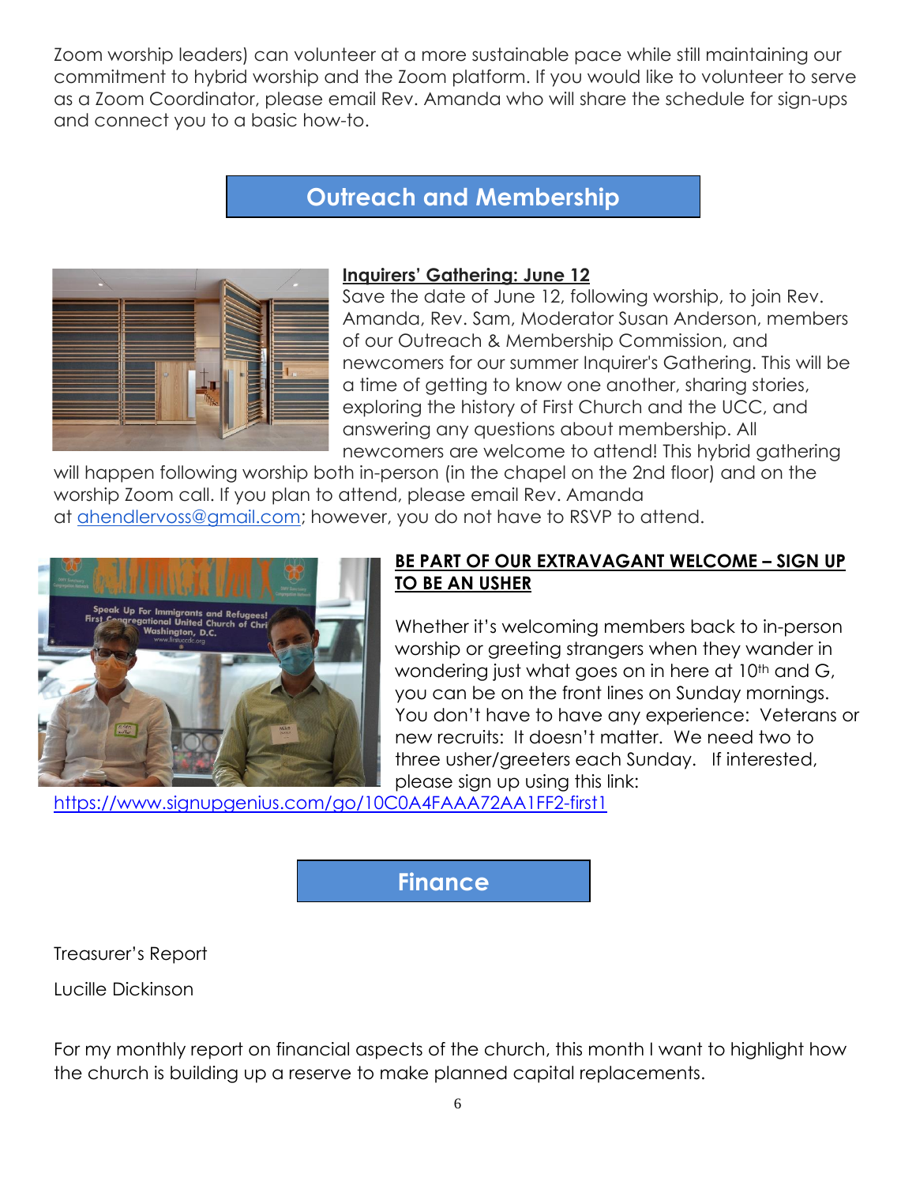Zoom worship leaders) can volunteer at a more sustainable pace while still maintaining our commitment to hybrid worship and the Zoom platform. If you would like to volunteer to serve as a Zoom Coordinator, please email Rev. Amanda who will share the schedule for sign-ups and connect you to a basic how-to.

## Outreach and Membership

**Inquirers' Gathering: June 12**

Save the date of June 12, following worship, to join Rev. Amanda, Rev. Sam, Moderator Susan Anderson, members of our Outreach & Membership Commission, and newcomers for our summer Inquirer's Gathering. This will be a time of getting to know one another, sharing stories, exploring the history of First Church and the UCC, and answering any questions about membership. All newcomers are welcome to attend! This hybrid gathering will happen following worship both in-person (in the chapel on the 2nd floor) and on the worship Zoom call. If you plan to attend, please email Rev. Amanda at ahendlervoss@gmail.com; however, you do not have to RSVP to attend.

**BE PART OF OUR EXTRAVAGANT WELCOME – SIGN UP TO BE AN USHER**

Whether it's welcoming members back to in-person worship or greeting strangers when they wander in wondering just what goes on in here at 10th and G, you can be on the front lines on Sunday mornings. You don't have to have any experience: Veterans or new recruits: It doesn't matter. We need two to three usher/greeters each Sunday. If interested, please sign up using this link: https://www.signupgenius.com/go/10C0A4FAAA72AA1FF2-first1

## Finance

Treasurer's Report

Lucille Dickinson

For my monthly report on financial aspects of the church, this month I want to highlight how the church is building up a reserve to make planned capital replacements.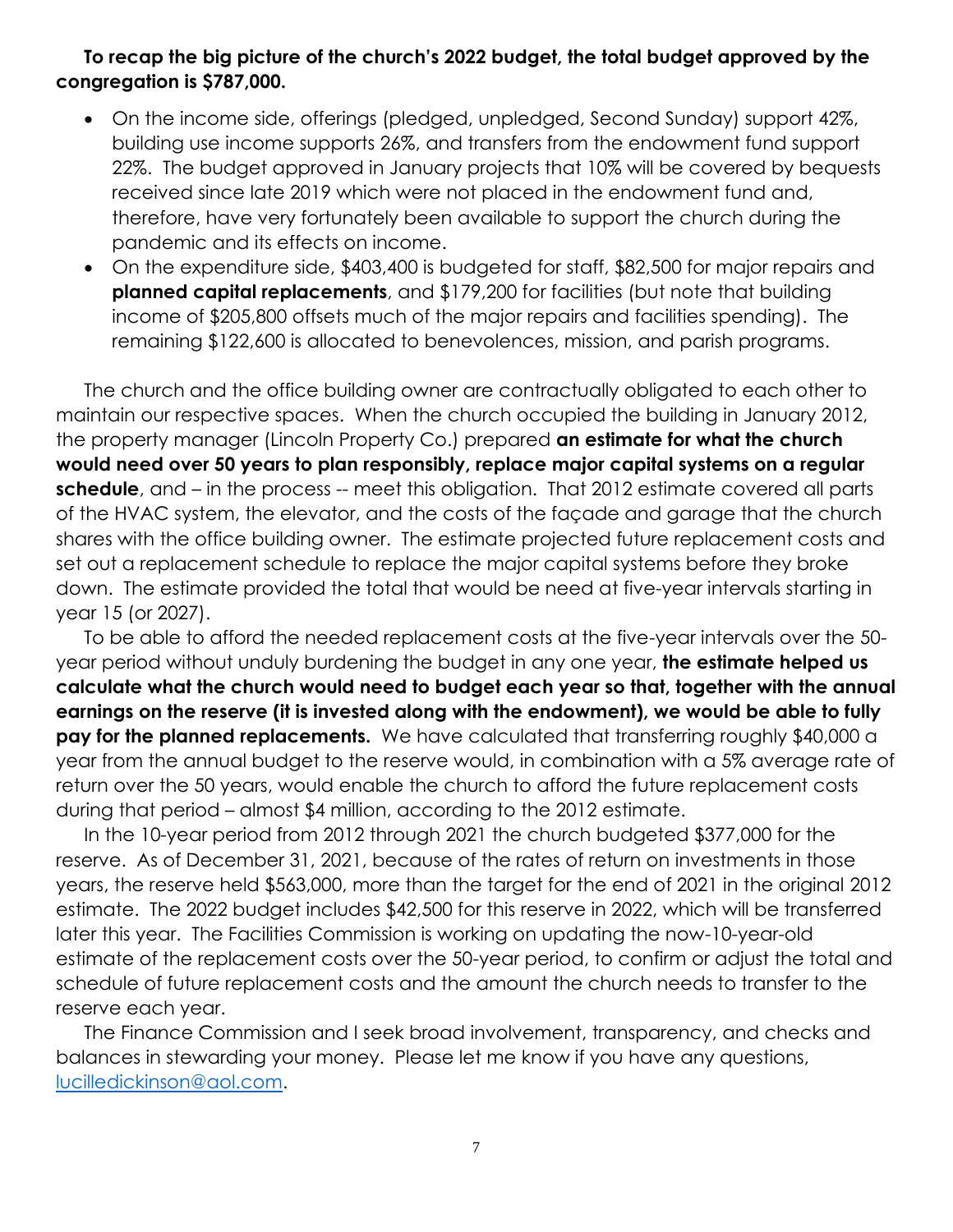**To recap the big picture of the church's 2022 budget, the total budget approved by the congregation is $787,000.**

- On the income side, offerings (pledged, unpledged, Second Sunday) support 42%, building use income supports 26%, and transfers from the endowment fund support 22%. The budget approved in January projects that 10% will be covered by bequests received since late 2019 which were not placed in the endowment fund and, therefore, have very fortunately been available to support the church during the pandemic and its effects on income.
- On the expenditure side, $403,400 is budgeted for staff, $82,500 for major repairs and **planned capital replacements**, and $179,200 for facilities (but note that building income of $205,800 offsets much of the major repairs and facilities spending). The remaining $122,600 is allocated to benevolences, mission, and parish programs.

The church and the office building owner are contractually obligated to each other to maintain our respective spaces. When the church occupied the building in January 2012, the property manager (Lincoln Property Co.) prepared **an estimate for what the church would need over 50 years to plan responsibly, replace major capital systems on a regular schedule**, and – in the process -- meet this obligation. That 2012 estimate covered all parts of the HVAC system, the elevator, and the costs of the façade and garage that the church shares with the office building owner. The estimate projected future replacement costs and set out a replacement schedule to replace the major capital systems before they broke down. The estimate provided the total that would be need at five-year intervals starting in year 15 (or 2027).

To be able to afford the needed replacement costs at the five-year intervals over the 50-year period without unduly burdening the budget in any one year, **the estimate helped us calculate what the church would need to budget each year so that, together with the annual earnings on the reserve (it is invested along with the endowment), we would be able to fully pay for the planned replacements.** We have calculated that transferring roughly $40,000 a year from the annual budget to the reserve would, in combination with a 5% average rate of return over the 50 years, would enable the church to afford the future replacement costs during that period – almost $4 million, according to the 2012 estimate.

In the 10-year period from 2012 through 2021 the church budgeted $377,000 for the reserve. As of December 31, 2021, because of the rates of return on investments in those years, the reserve held $563,000, more than the target for the end of 2021 in the original 2012 estimate. The 2022 budget includes $42,500 for this reserve in 2022, which will be transferred later this year. The Facilities Commission is working on updating the now-10-year-old estimate of the replacement costs over the 50-year period, to confirm or adjust the total and schedule of future replacement costs and the amount the church needs to transfer to the reserve each year.

The Finance Commission and I seek broad involvement, transparency, and checks and balances in stewarding your money. Please let me know if you have any questions, [lucilledickinson@aol.com](mailto:lucilledickinson@aol.com).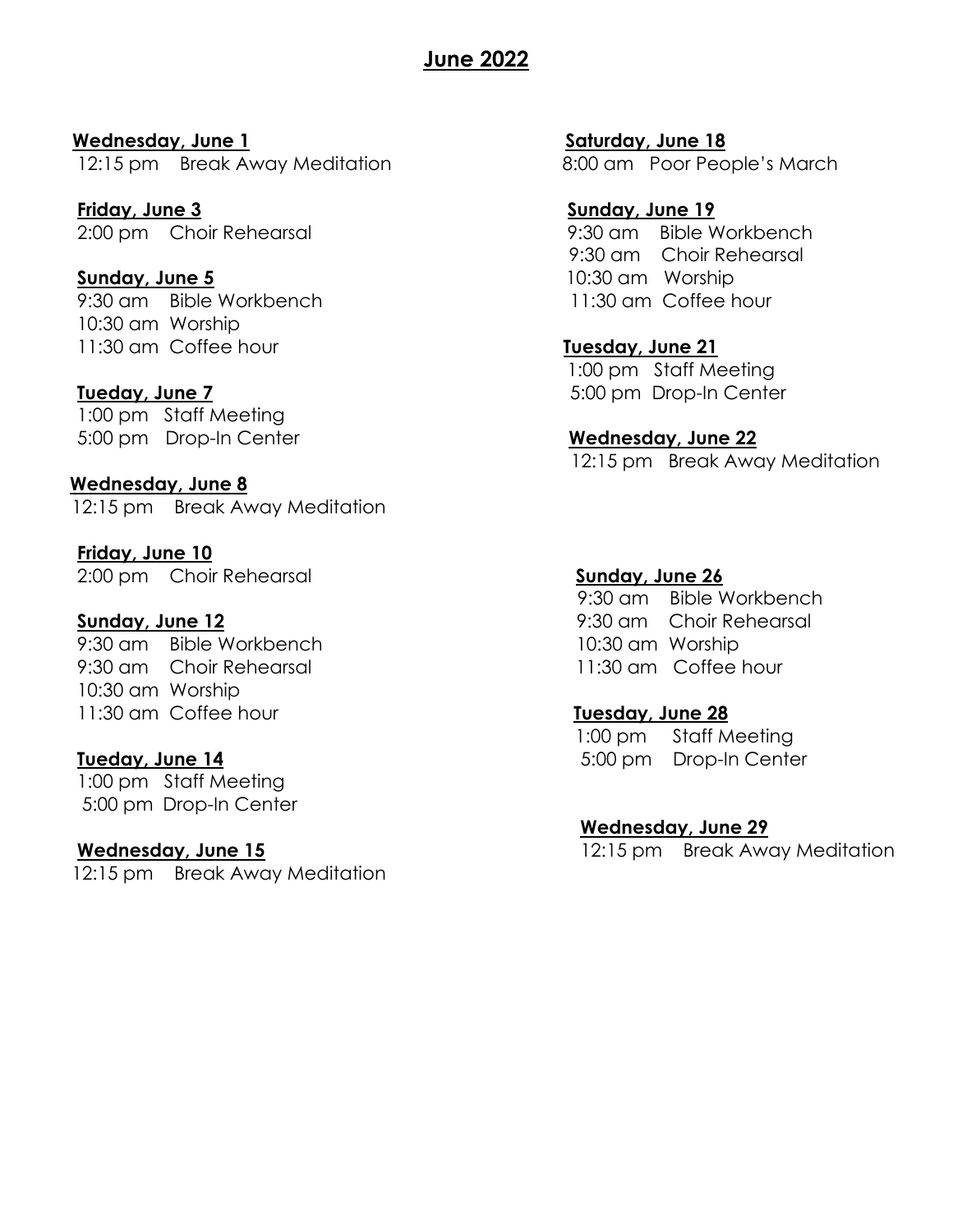## June 2022

**Wednesday, June 1**
12:15 pm Break Away Meditation

**Friday, June 3**
2:00 pm Choir Rehearsal

**Sunday, June 5**
9:30 am Bible Workbench
10:30 am Worship
11:30 am Coffee hour

**Tueday, June 7**
1:00 pm Staff Meeting
5:00 pm Drop-In Center

**Wednesday, June 8**
12:15 pm Break Away Meditation

**Friday, June 10**
2:00 pm Choir Rehearsal

**Sunday, June 12**
9:30 am Bible Workbench
9:30 am Choir Rehearsal
10:30 am Worship
11:30 am Coffee hour

**Tueday, June 14**
1:00 pm Staff Meeting
5:00 pm Drop-In Center

**Wednesday, June 15**
12:15 pm Break Away Meditation

**Saturday, June 18**
8:00 am Poor People's March

**Sunday, June 19**
9:30 am Bible Workbench
9:30 am Choir Rehearsal
10:30 am Worship
11:30 am Coffee hour

**Tuesday, June 21**
1:00 pm Staff Meeting
5:00 pm Drop-In Center

**Wednesday, June 22**
12:15 pm Break Away Meditation

**Sunday, June 26**
9:30 am Bible Workbench
9:30 am Choir Rehearsal
10:30 am Worship
11:30 am Coffee hour

**Tuesday, June 28**
1:00 pm Staff Meeting
5:00 pm Drop-In Center

**Wednesday, June 29**
12:15 pm Break Away Meditation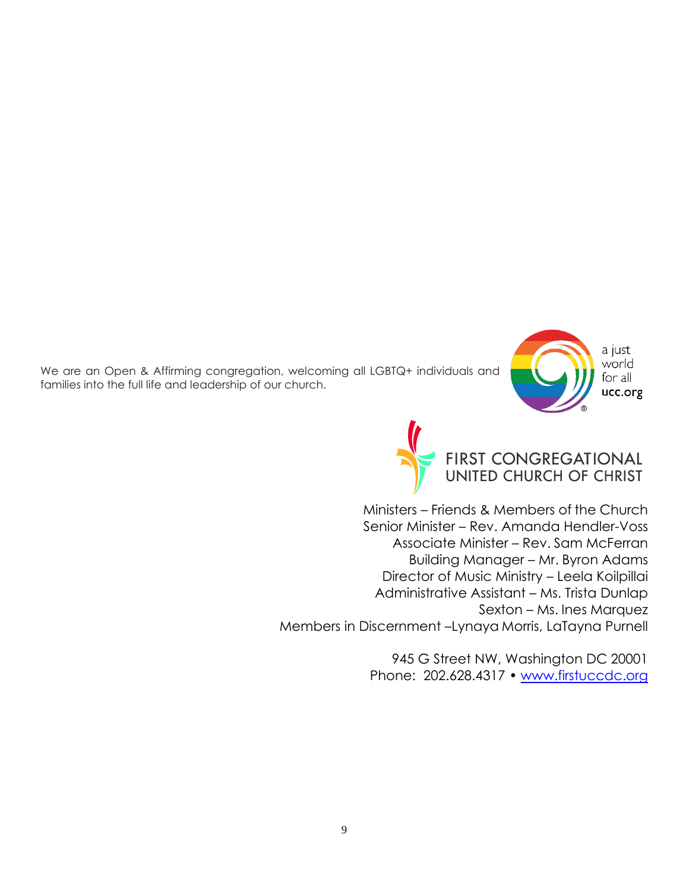We are an Open & Affirming congregation, welcoming all LGBTQ+ individuals and families into the full life and leadership of our church.

a just world for all
**ucc.org**

FIRST CONGREGATIONAL
UNITED CHURCH OF CHRIST

Ministers – Friends & Members of the Church
Senior Minister – Rev. Amanda Hendler-Voss
Associate Minister – Rev. Sam McFerran
Building Manager – Mr. Byron Adams
Director of Music Ministry – Leela Koilpillai
Administrative Assistant – Ms. Trista Dunlap
Sexton – Ms. Ines Marquez
Members in Discernment –Lynaya Morris, LaTayna Purnell

945 G Street NW, Washington DC 20001
Phone: 202.628.4317 • [www.firstuccdc.org](http://www.firstuccdc.org)